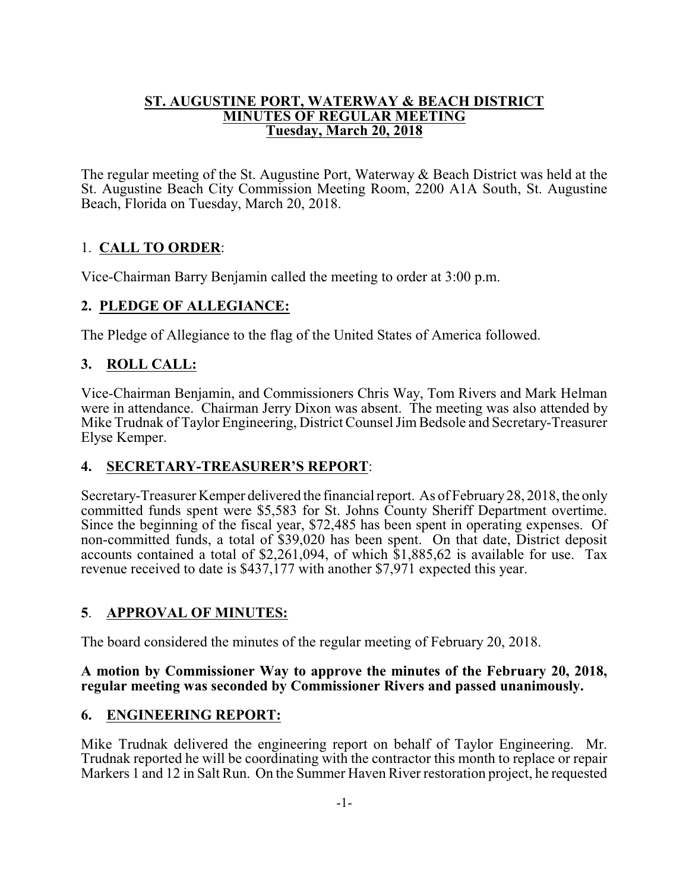**ST. AUGUSTINE PORT, WATERWAY & BEACH DISTRICT**
**MINUTES OF REGULAR MEETING**
**Tuesday, March 20, 2018**

The regular meeting of the St. Augustine Port, Waterway & Beach District was held at the St. Augustine Beach City Commission Meeting Room, 2200 A1A South, St. Augustine Beach, Florida on Tuesday, March 20, 2018.

## 1. CALL TO ORDER:

Vice-Chairman Barry Benjamin called the meeting to order at 3:00 p.m.

## 2. PLEDGE OF ALLEGIANCE:

The Pledge of Allegiance to the flag of the United States of America followed.

## 3. ROLL CALL:

Vice-Chairman Benjamin, and Commissioners Chris Way, Tom Rivers and Mark Helman were in attendance. Chairman Jerry Dixon was absent. The meeting was also attended by Mike Trudnak of Taylor Engineering, District Counsel Jim Bedsole and Secretary-Treasurer Elyse Kemper.

## 4. SECRETARY-TREASURER'S REPORT:

Secretary-Treasurer Kemper delivered the financial report. As of February 28, 2018, the only committed funds spent were $5,583 for St. Johns County Sheriff Department overtime. Since the beginning of the fiscal year, $72,485 has been spent in operating expenses. Of non-committed funds, a total of $39,020 has been spent. On that date, District deposit accounts contained a total of $2,261,094, of which $1,885,62 is available for use. Tax revenue received to date is $437,177 with another $7,971 expected this year.

## 5. APPROVAL OF MINUTES:

The board considered the minutes of the regular meeting of February 20, 2018.

**A motion by Commissioner Way to approve the minutes of the February 20, 2018, regular meeting was seconded by Commissioner Rivers and passed unanimously.**

## 6. ENGINEERING REPORT:

Mike Trudnak delivered the engineering report on behalf of Taylor Engineering. Mr. Trudnak reported he will be coordinating with the contractor this month to replace or repair Markers 1 and 12 in Salt Run. On the Summer Haven River restoration project, he requested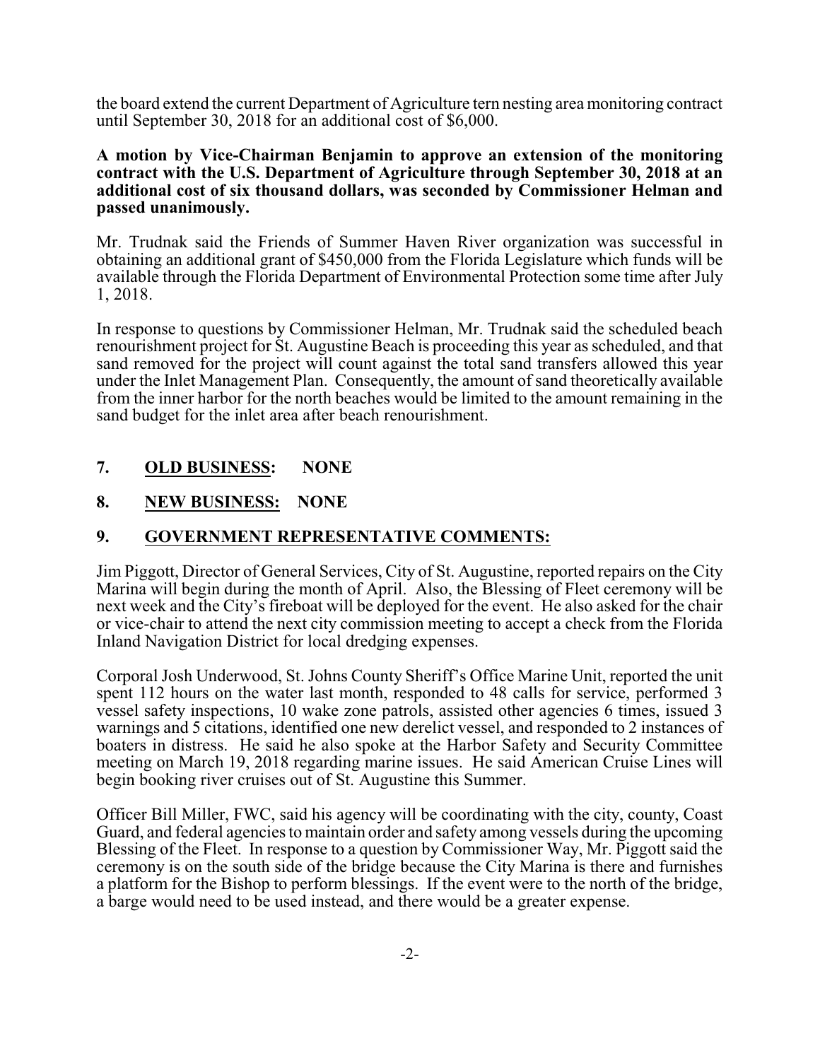the board extend the current Department of Agriculture tern nesting area monitoring contract until September 30, 2018 for an additional cost of $6,000.

**A motion by Vice-Chairman Benjamin to approve an extension of the monitoring contract with the U.S. Department of Agriculture through September 30, 2018 at an additional cost of six thousand dollars, was seconded by Commissioner Helman and passed unanimously.**

Mr. Trudnak said the Friends of Summer Haven River organization was successful in obtaining an additional grant of $450,000 from the Florida Legislature which funds will be available through the Florida Department of Environmental Protection some time after July 1, 2018.

In response to questions by Commissioner Helman, Mr. Trudnak said the scheduled beach renourishment project for St. Augustine Beach is proceeding this year as scheduled, and that sand removed for the project will count against the total sand transfers allowed this year under the Inlet Management Plan. Consequently, the amount of sand theoretically available from the inner harbor for the north beaches would be limited to the amount remaining in the sand budget for the inlet area after beach renourishment.

## 7. <u>OLD BUSINESS</u>: NONE

## 8. <u>NEW BUSINESS</u>: NONE

## 9. <u>GOVERNMENT REPRESENTATIVE COMMENTS:</u>

Jim Piggott, Director of General Services, City of St. Augustine, reported repairs on the City Marina will begin during the month of April. Also, the Blessing of Fleet ceremony will be next week and the City's fireboat will be deployed for the event. He also asked for the chair or vice-chair to attend the next city commission meeting to accept a check from the Florida Inland Navigation District for local dredging expenses.

Corporal Josh Underwood, St. Johns County Sheriff's Office Marine Unit, reported the unit spent 112 hours on the water last month, responded to 48 calls for service, performed 3 vessel safety inspections, 10 wake zone patrols, assisted other agencies 6 times, issued 3 warnings and 5 citations, identified one new derelict vessel, and responded to 2 instances of boaters in distress. He said he also spoke at the Harbor Safety and Security Committee meeting on March 19, 2018 regarding marine issues. He said American Cruise Lines will begin booking river cruises out of St. Augustine this Summer.

Officer Bill Miller, FWC, said his agency will be coordinating with the city, county, Coast Guard, and federal agencies to maintain order and safety among vessels during the upcoming Blessing of the Fleet. In response to a question by Commissioner Way, Mr. Piggott said the ceremony is on the south side of the bridge because the City Marina is there and furnishes a platform for the Bishop to perform blessings. If the event were to the north of the bridge, a barge would need to be used instead, and there would be a greater expense.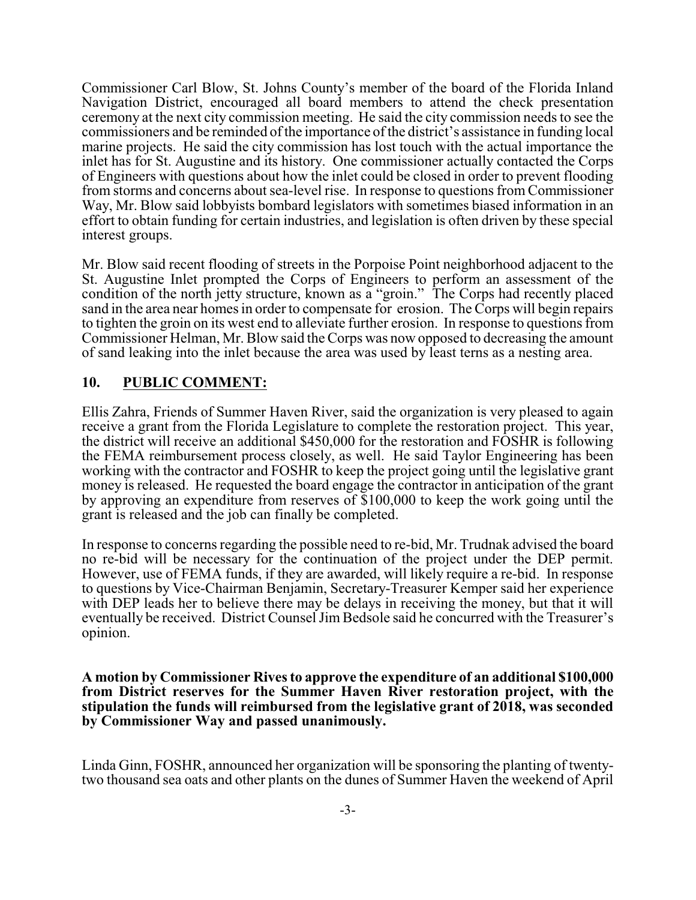Commissioner Carl Blow, St. Johns County's member of the board of the Florida Inland Navigation District, encouraged all board members to attend the check presentation ceremony at the next city commission meeting. He said the city commission needs to see the commissioners and be reminded of the importance of the district's assistance in funding local marine projects. He said the city commission has lost touch with the actual importance the inlet has for St. Augustine and its history. One commissioner actually contacted the Corps of Engineers with questions about how the inlet could be closed in order to prevent flooding from storms and concerns about sea-level rise. In response to questions from Commissioner Way, Mr. Blow said lobbyists bombard legislators with sometimes biased information in an effort to obtain funding for certain industries, and legislation is often driven by these special interest groups.

Mr. Blow said recent flooding of streets in the Porpoise Point neighborhood adjacent to the St. Augustine Inlet prompted the Corps of Engineers to perform an assessment of the condition of the north jetty structure, known as a "groin." The Corps had recently placed sand in the area near homes in order to compensate for erosion. The Corps will begin repairs to tighten the groin on its west end to alleviate further erosion. In response to questions from Commissioner Helman, Mr. Blow said the Corps was now opposed to decreasing the amount of sand leaking into the inlet because the area was used by least terns as a nesting area.

## 10. PUBLIC COMMENT:

Ellis Zahra, Friends of Summer Haven River, said the organization is very pleased to again receive a grant from the Florida Legislature to complete the restoration project. This year, the district will receive an additional $450,000 for the restoration and FOSHR is following the FEMA reimbursement process closely, as well. He said Taylor Engineering has been working with the contractor and FOSHR to keep the project going until the legislative grant money is released. He requested the board engage the contractor in anticipation of the grant by approving an expenditure from reserves of $100,000 to keep the work going until the grant is released and the job can finally be completed.

In response to concerns regarding the possible need to re-bid, Mr. Trudnak advised the board no re-bid will be necessary for the continuation of the project under the DEP permit. However, use of FEMA funds, if they are awarded, will likely require a re-bid. In response to questions by Vice-Chairman Benjamin, Secretary-Treasurer Kemper said her experience with DEP leads her to believe there may be delays in receiving the money, but that it will eventually be received. District Counsel Jim Bedsole said he concurred with the Treasurer's opinion.

**A motion by Commissioner Rives to approve the expenditure of an additional $100,000 from District reserves for the Summer Haven River restoration project, with the stipulation the funds will reimbursed from the legislative grant of 2018, was seconded by Commissioner Way and passed unanimously.**

Linda Ginn, FOSHR, announced her organization will be sponsoring the planting of twenty-two thousand sea oats and other plants on the dunes of Summer Haven the weekend of April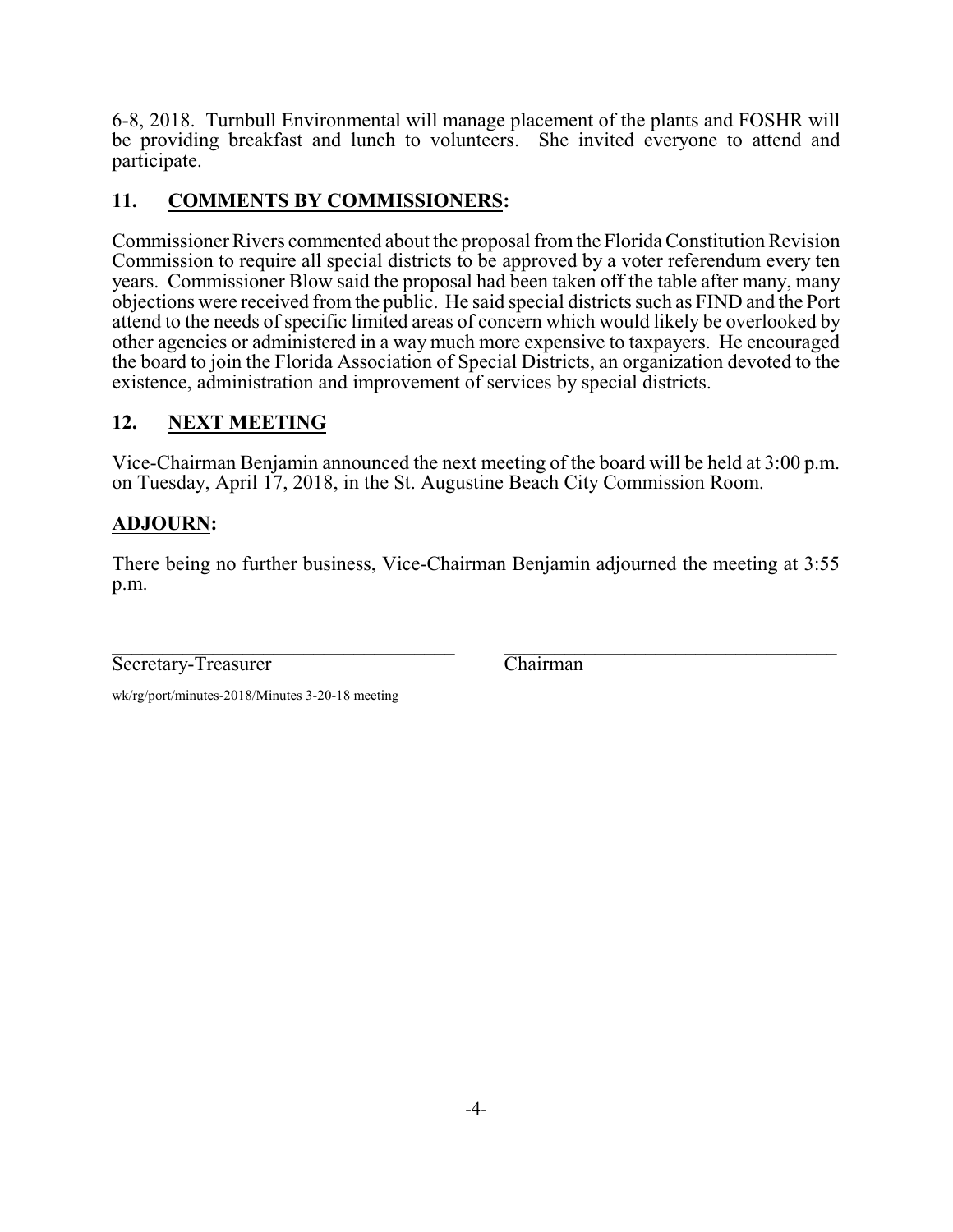6-8, 2018. Turnbull Environmental will manage placement of the plants and FOSHR will be providing breakfast and lunch to volunteers. She invited everyone to attend and participate.

## 11. COMMENTS BY COMMISSIONERS:

Commissioner Rivers commented about the proposal from the Florida Constitution Revision Commission to require all special districts to be approved by a voter referendum every ten years. Commissioner Blow said the proposal had been taken off the table after many, many objections were received from the public. He said special districts such as FIND and the Port attend to the needs of specific limited areas of concern which would likely be overlooked by other agencies or administered in a way much more expensive to taxpayers. He encouraged the board to join the Florida Association of Special Districts, an organization devoted to the existence, administration and improvement of services by special districts.

## 12. NEXT MEETING

Vice-Chairman Benjamin announced the next meeting of the board will be held at 3:00 p.m. on Tuesday, April 17, 2018, in the St. Augustine Beach City Commission Room.

## ADJOURN:

There being no further business, Vice-Chairman Benjamin adjourned the meeting at 3:55 p.m.

\_\_\_\_\_\_\_\_\_\_\_\_\_\_\_\_\_\_\_\_\_\_\_\_\_\_\_\_\_\_\_\_\_\_\_\_ \_\_\_\_\_\_\_\_\_\_\_\_\_\_\_\_\_\_\_\_\_\_\_\_\_\_\_\_\_\_\_\_\_\_\_\_

Secretary-Treasurer Chairman

wk/rg/port/minutes-2018/Minutes 3-20-18 meeting